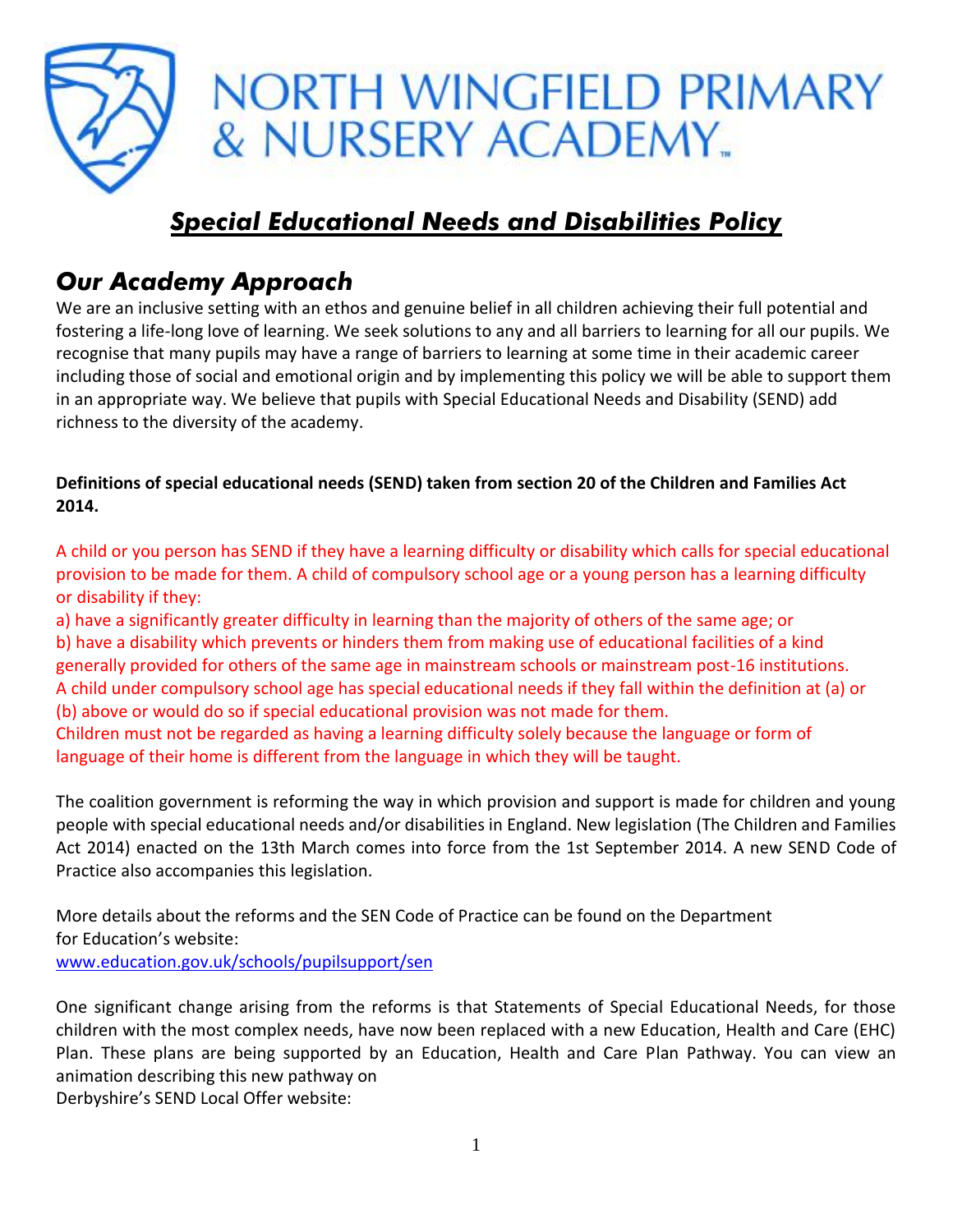# NORTH WINGFIELD PRIMARY & NURSERY ACADEMY

## ***Special Educational Needs and Disabilities Policy***

## *Our Academy Approach*

We are an inclusive setting with an ethos and genuine belief in all children achieving their full potential and fostering a life-long love of learning. We seek solutions to any and all barriers to learning for all our pupils. We recognise that many pupils may have a range of barriers to learning at some time in their academic career including those of social and emotional origin and by implementing this policy we will be able to support them in an appropriate way. We believe that pupils with Special Educational Needs and Disability (SEND) add richness to the diversity of the academy.

**Definitions of special educational needs (SEND) taken from section 20 of the Children and Families Act 2014.**

A child or you person has SEND if they have a learning difficulty or disability which calls for special educational provision to be made for them. A child of compulsory school age or a young person has a learning difficulty or disability if they:

a) have a significantly greater difficulty in learning than the majority of others of the same age; or

b) have a disability which prevents or hinders them from making use of educational facilities of a kind generally provided for others of the same age in mainstream schools or mainstream post-16 institutions.

A child under compulsory school age has special educational needs if they fall within the definition at (a) or (b) above or would do so if special educational provision was not made for them.

Children must not be regarded as having a learning difficulty solely because the language or form of language of their home is different from the language in which they will be taught.

The coalition government is reforming the way in which provision and support is made for children and young people with special educational needs and/or disabilities in England. New legislation (The Children and Families Act 2014) enacted on the 13th March comes into force from the 1st September 2014. A new SEND Code of Practice also accompanies this legislation.

More details about the reforms and the SEN Code of Practice can be found on the Department for Education's website:
[www.education.gov.uk/schools/pupilsupport/sen](www.education.gov.uk/schools/pupilsupport/sen)

One significant change arising from the reforms is that Statements of Special Educational Needs, for those children with the most complex needs, have now been replaced with a new Education, Health and Care (EHC) Plan. These plans are being supported by an Education, Health and Care Plan Pathway. You can view an animation describing this new pathway on
Derbyshire's SEND Local Offer website: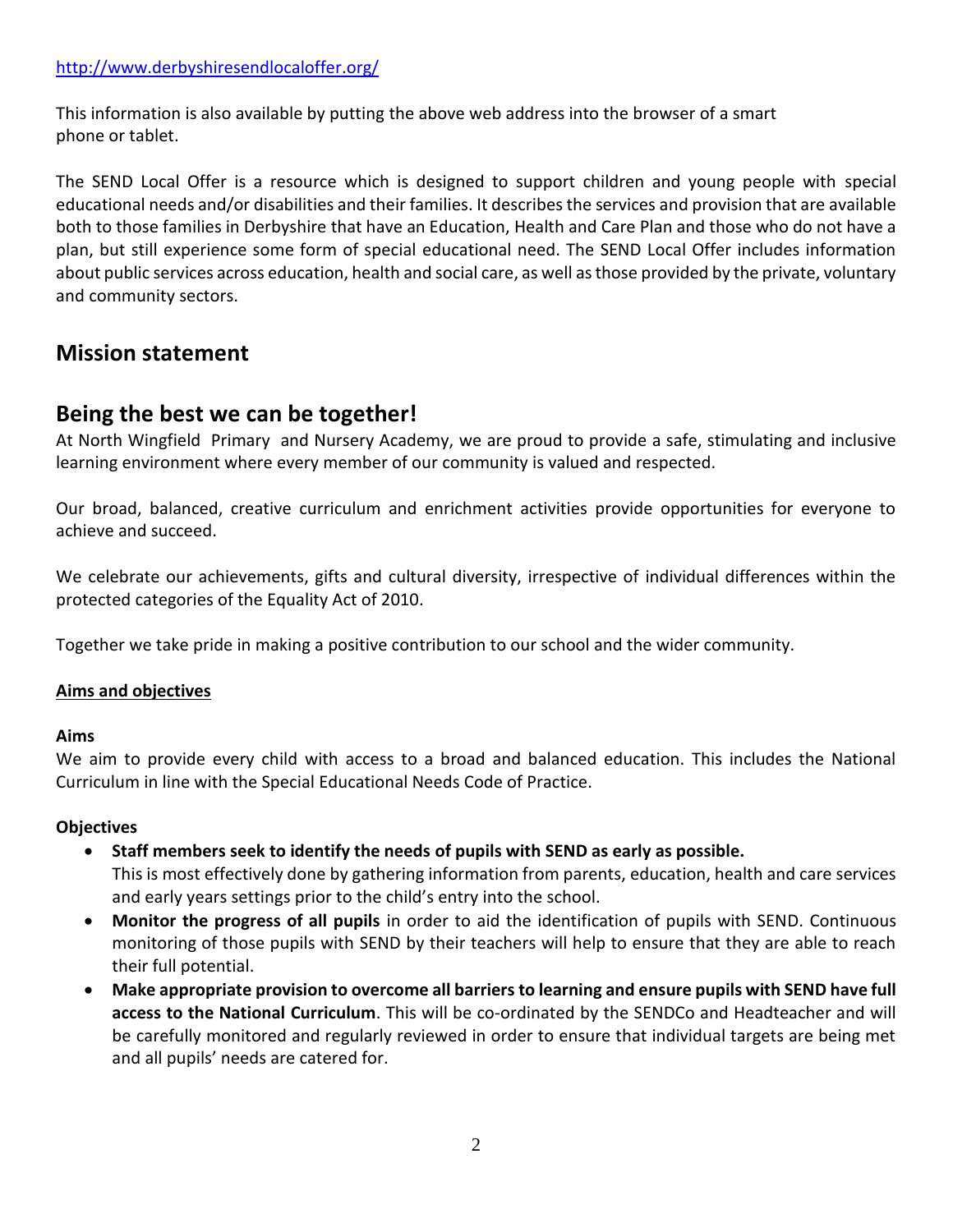http://www.derbyshiresendlocaloffer.org/

This information is also available by putting the above web address into the browser of a smart phone or tablet.

The SEND Local Offer is a resource which is designed to support children and young people with special educational needs and/or disabilities and their families. It describes the services and provision that are available both to those families in Derbyshire that have an Education, Health and Care Plan and those who do not have a plan, but still experience some form of special educational need. The SEND Local Offer includes information about public services across education, health and social care, as well as those provided by the private, voluntary and community sectors.

## Mission statement

## Being the best we can be together!

At North Wingfield Primary and Nursery Academy, we are proud to provide a safe, stimulating and inclusive learning environment where every member of our community is valued and respected.

Our broad, balanced, creative curriculum and enrichment activities provide opportunities for everyone to achieve and succeed.

We celebrate our achievements, gifts and cultural diversity, irrespective of individual differences within the protected categories of the Equality Act of 2010.

Together we take pride in making a positive contribution to our school and the wider community.

**Aims and objectives**

**Aims**

We aim to provide every child with access to a broad and balanced education. This includes the National Curriculum in line with the Special Educational Needs Code of Practice.

**Objectives**

- **Staff members seek to identify the needs of pupils with SEND as early as possible.** This is most effectively done by gathering information from parents, education, health and care services and early years settings prior to the child's entry into the school.
- **Monitor the progress of all pupils** in order to aid the identification of pupils with SEND. Continuous monitoring of those pupils with SEND by their teachers will help to ensure that they are able to reach their full potential.
- **Make appropriate provision to overcome all barriers to learning and ensure pupils with SEND have full access to the National Curriculum**. This will be co-ordinated by the SENDCo and Headteacher and will be carefully monitored and regularly reviewed in order to ensure that individual targets are being met and all pupils' needs are catered for.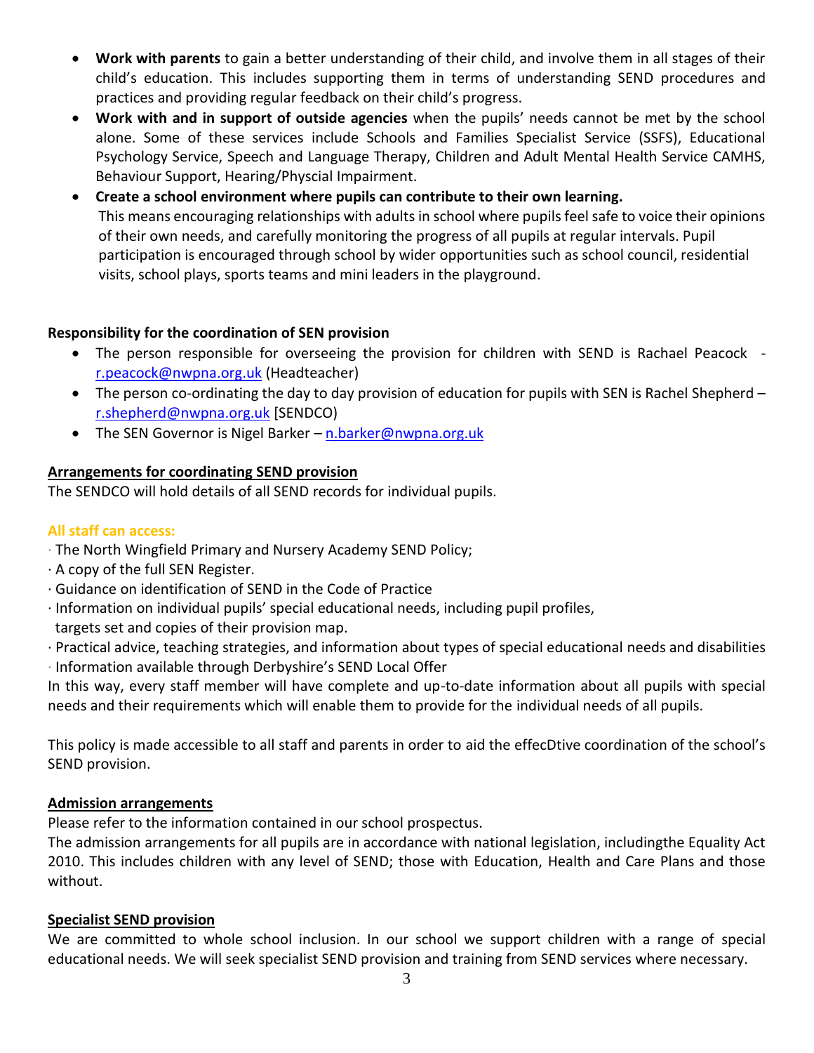- **Work with parents** to gain a better understanding of their child, and involve them in all stages of their child's education. This includes supporting them in terms of understanding SEND procedures and practices and providing regular feedback on their child's progress.
- **Work with and in support of outside agencies** when the pupils' needs cannot be met by the school alone. Some of these services include Schools and Families Specialist Service (SSFS), Educational Psychology Service, Speech and Language Therapy, Children and Adult Mental Health Service CAMHS, Behaviour Support, Hearing/Physcial Impairment.
- **Create a school environment where pupils can contribute to their own learning.**
  This means encouraging relationships with adults in school where pupils feel safe to voice their opinions of their own needs, and carefully monitoring the progress of all pupils at regular intervals. Pupil participation is encouraged through school by wider opportunities such as school council, residential visits, school plays, sports teams and mini leaders in the playground.

**Responsibility for the coordination of SEN provision**

- The person responsible for overseeing the provision for children with SEND is Rachael Peacock - r.peacock@nwpna.org.uk (Headteacher)
- The person co-ordinating the day to day provision of education for pupils with SEN is Rachel Shepherd – r.shepherd@nwpna.org.uk [SENDCO)
- The SEN Governor is Nigel Barker – n.barker@nwpna.org.uk

**Arrangements for coordinating SEND provision**

The SENDCO will hold details of all SEND records for individual pupils.

**All staff can access:**

· The North Wingfield Primary and Nursery Academy SEND Policy;
· A copy of the full SEN Register.
· Guidance on identification of SEND in the Code of Practice
· Information on individual pupils' special educational needs, including pupil profiles, targets set and copies of their provision map.
· Practical advice, teaching strategies, and information about types of special educational needs and disabilities
· Information available through Derbyshire's SEND Local Offer

In this way, every staff member will have complete and up-to-date information about all pupils with special needs and their requirements which will enable them to provide for the individual needs of all pupils.

This policy is made accessible to all staff and parents in order to aid the effecDtive coordination of the school's SEND provision.

**Admission arrangements**

Please refer to the information contained in our school prospectus.
The admission arrangements for all pupils are in accordance with national legislation, includingthe Equality Act 2010. This includes children with any level of SEND; those with Education, Health and Care Plans and those without.

**Specialist SEND provision**

We are committed to whole school inclusion. In our school we support children with a range of special educational needs. We will seek specialist SEND provision and training from SEND services where necessary.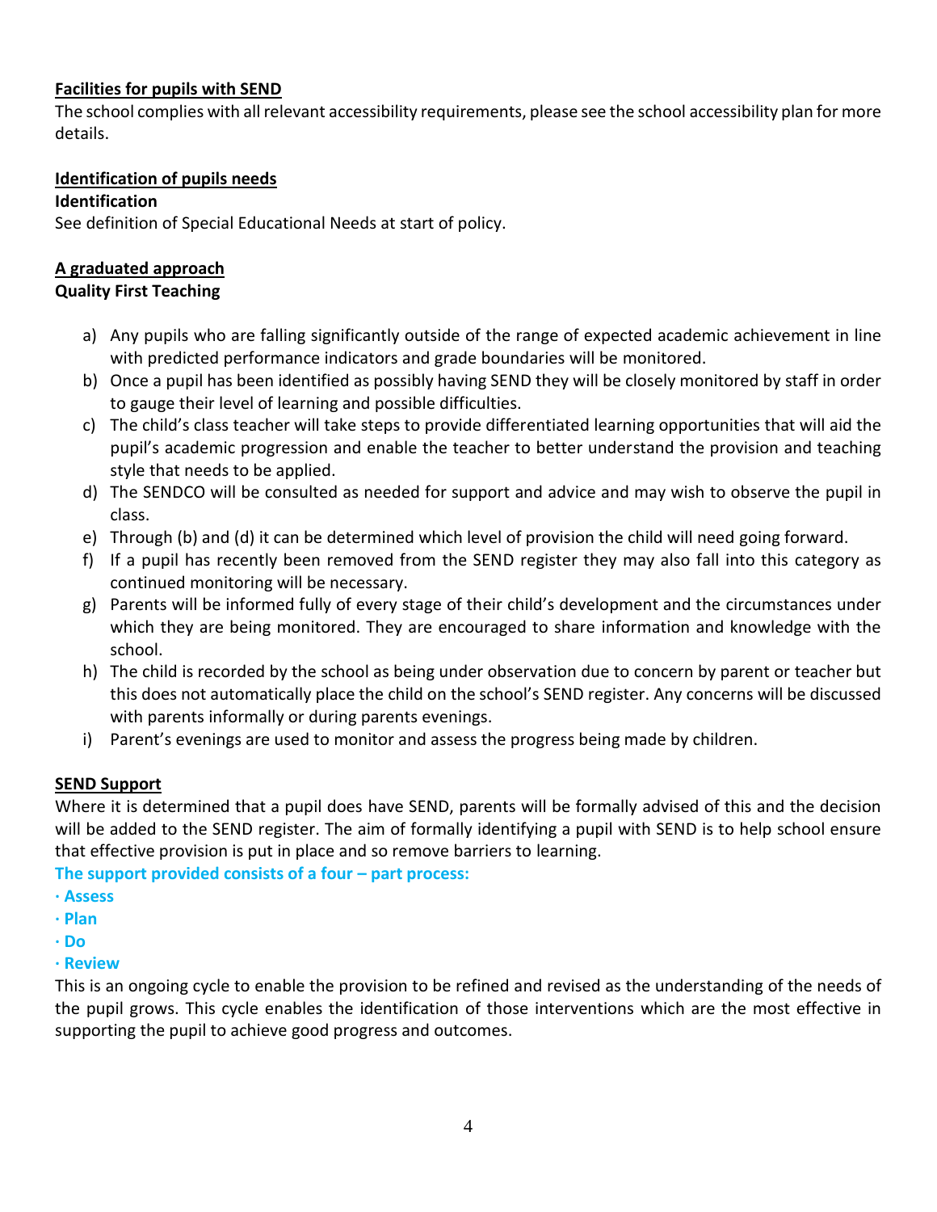**Facilities for pupils with SEND**

The school complies with all relevant accessibility requirements, please see the school accessibility plan for more details.

**Identification of pupils needs**

**Identification**

See definition of Special Educational Needs at start of policy.

**A graduated approach**

**Quality First Teaching**

a) Any pupils who are falling significantly outside of the range of expected academic achievement in line with predicted performance indicators and grade boundaries will be monitored.
b) Once a pupil has been identified as possibly having SEND they will be closely monitored by staff in order to gauge their level of learning and possible difficulties.
c) The child's class teacher will take steps to provide differentiated learning opportunities that will aid the pupil's academic progression and enable the teacher to better understand the provision and teaching style that needs to be applied.
d) The SENDCO will be consulted as needed for support and advice and may wish to observe the pupil in class.
e) Through (b) and (d) it can be determined which level of provision the child will need going forward.
f) If a pupil has recently been removed from the SEND register they may also fall into this category as continued monitoring will be necessary.
g) Parents will be informed fully of every stage of their child's development and the circumstances under which they are being monitored. They are encouraged to share information and knowledge with the school.
h) The child is recorded by the school as being under observation due to concern by parent or teacher but this does not automatically place the child on the school's SEND register. Any concerns will be discussed with parents informally or during parents evenings.
i) Parent's evenings are used to monitor and assess the progress being made by children.

**SEND Support**

Where it is determined that a pupil does have SEND, parents will be formally advised of this and the decision will be added to the SEND register. The aim of formally identifying a pupil with SEND is to help school ensure that effective provision is put in place and so remove barriers to learning.

**The support provided consists of a four – part process:**

- **Assess**
- **Plan**
- **Do**
- **Review**

This is an ongoing cycle to enable the provision to be refined and revised as the understanding of the needs of the pupil grows. This cycle enables the identification of those interventions which are the most effective in supporting the pupil to achieve good progress and outcomes.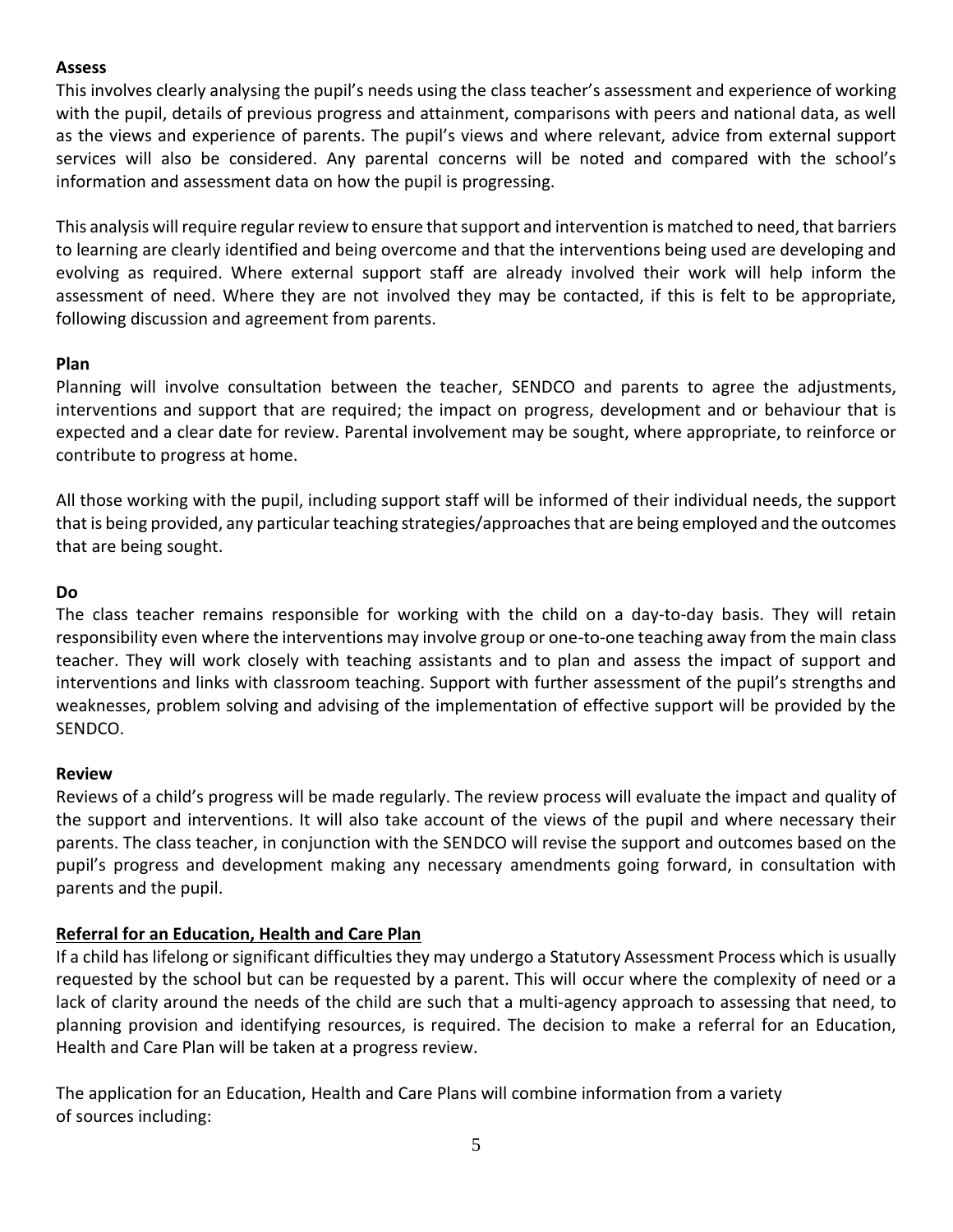**Assess**

This involves clearly analysing the pupil's needs using the class teacher's assessment and experience of working with the pupil, details of previous progress and attainment, comparisons with peers and national data, as well as the views and experience of parents. The pupil's views and where relevant, advice from external support services will also be considered. Any parental concerns will be noted and compared with the school's information and assessment data on how the pupil is progressing.

This analysis will require regular review to ensure that support and intervention is matched to need, that barriers to learning are clearly identified and being overcome and that the interventions being used are developing and evolving as required. Where external support staff are already involved their work will help inform the assessment of need. Where they are not involved they may be contacted, if this is felt to be appropriate, following discussion and agreement from parents.

**Plan**

Planning will involve consultation between the teacher, SENDCO and parents to agree the adjustments, interventions and support that are required; the impact on progress, development and or behaviour that is expected and a clear date for review. Parental involvement may be sought, where appropriate, to reinforce or contribute to progress at home.

All those working with the pupil, including support staff will be informed of their individual needs, the support that is being provided, any particular teaching strategies/approaches that are being employed and the outcomes that are being sought.

**Do**

The class teacher remains responsible for working with the child on a day-to-day basis. They will retain responsibility even where the interventions may involve group or one-to-one teaching away from the main class teacher. They will work closely with teaching assistants and to plan and assess the impact of support and interventions and links with classroom teaching. Support with further assessment of the pupil's strengths and weaknesses, problem solving and advising of the implementation of effective support will be provided by the SENDCO.

**Review**

Reviews of a child's progress will be made regularly. The review process will evaluate the impact and quality of the support and interventions. It will also take account of the views of the pupil and where necessary their parents. The class teacher, in conjunction with the SENDCO will revise the support and outcomes based on the pupil's progress and development making any necessary amendments going forward, in consultation with parents and the pupil.

**Referral for an Education, Health and Care Plan**

If a child has lifelong or significant difficulties they may undergo a Statutory Assessment Process which is usually requested by the school but can be requested by a parent. This will occur where the complexity of need or a lack of clarity around the needs of the child are such that a multi-agency approach to assessing that need, to planning provision and identifying resources, is required. The decision to make a referral for an Education, Health and Care Plan will be taken at a progress review.

The application for an Education, Health and Care Plans will combine information from a variety of sources including: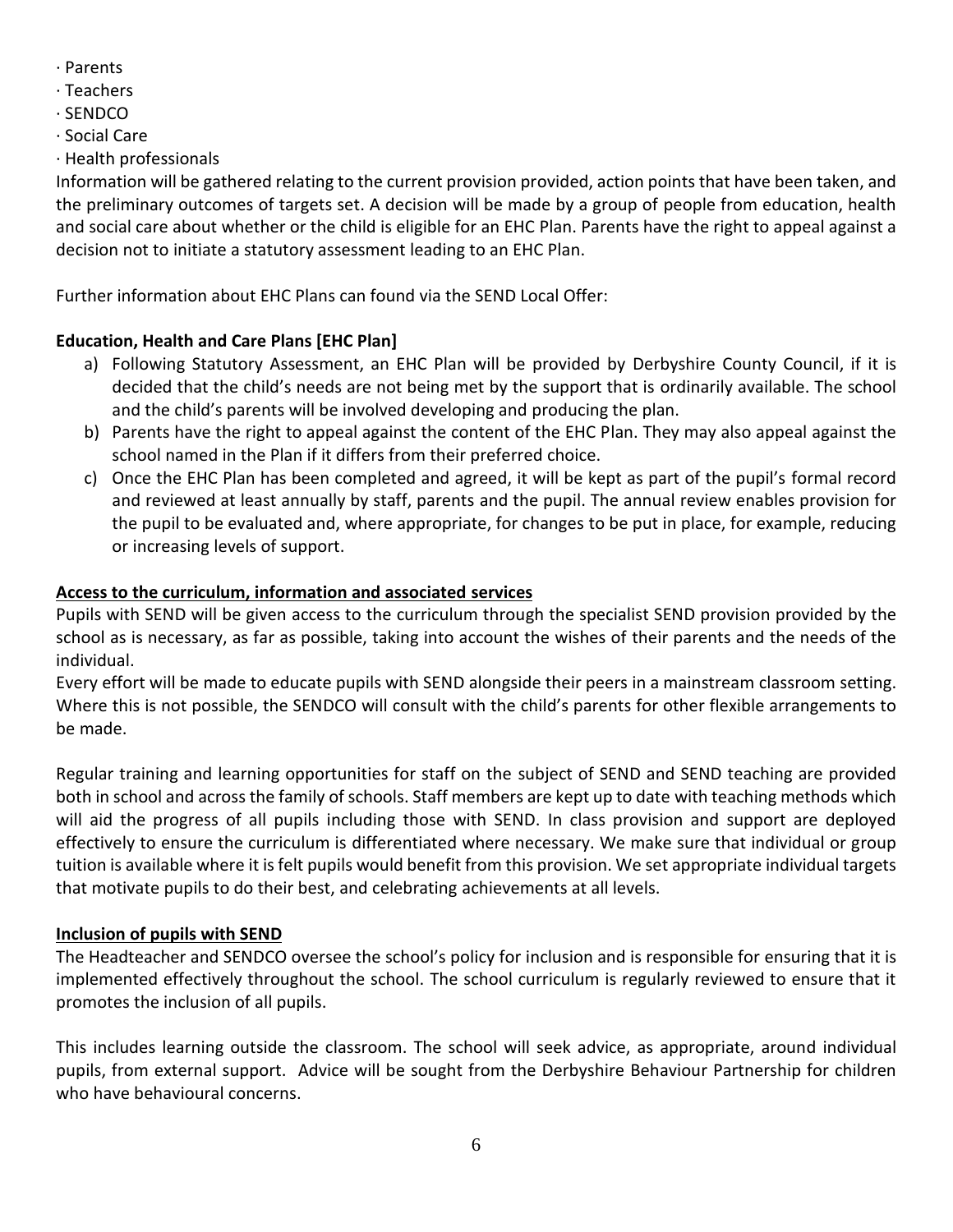· Parents
· Teachers
· SENDCO
· Social Care
· Health professionals

Information will be gathered relating to the current provision provided, action points that have been taken, and the preliminary outcomes of targets set. A decision will be made by a group of people from education, health and social care about whether or the child is eligible for an EHC Plan. Parents have the right to appeal against a decision not to initiate a statutory assessment leading to an EHC Plan.

Further information about EHC Plans can found via the SEND Local Offer:

**Education, Health and Care Plans [EHC Plan]**

a) Following Statutory Assessment, an EHC Plan will be provided by Derbyshire County Council, if it is decided that the child's needs are not being met by the support that is ordinarily available. The school and the child's parents will be involved developing and producing the plan.
b) Parents have the right to appeal against the content of the EHC Plan. They may also appeal against the school named in the Plan if it differs from their preferred choice.
c) Once the EHC Plan has been completed and agreed, it will be kept as part of the pupil's formal record and reviewed at least annually by staff, parents and the pupil. The annual review enables provision for the pupil to be evaluated and, where appropriate, for changes to be put in place, for example, reducing or increasing levels of support.

**Access to the curriculum, information and associated services**

Pupils with SEND will be given access to the curriculum through the specialist SEND provision provided by the school as is necessary, as far as possible, taking into account the wishes of their parents and the needs of the individual.

Every effort will be made to educate pupils with SEND alongside their peers in a mainstream classroom setting. Where this is not possible, the SENDCO will consult with the child's parents for other flexible arrangements to be made.

Regular training and learning opportunities for staff on the subject of SEND and SEND teaching are provided both in school and across the family of schools. Staff members are kept up to date with teaching methods which will aid the progress of all pupils including those with SEND. In class provision and support are deployed effectively to ensure the curriculum is differentiated where necessary. We make sure that individual or group tuition is available where it is felt pupils would benefit from this provision. We set appropriate individual targets that motivate pupils to do their best, and celebrating achievements at all levels.

**Inclusion of pupils with SEND**

The Headteacher and SENDCO oversee the school's policy for inclusion and is responsible for ensuring that it is implemented effectively throughout the school. The school curriculum is regularly reviewed to ensure that it promotes the inclusion of all pupils.

This includes learning outside the classroom. The school will seek advice, as appropriate, around individual pupils, from external support. Advice will be sought from the Derbyshire Behaviour Partnership for children who have behavioural concerns.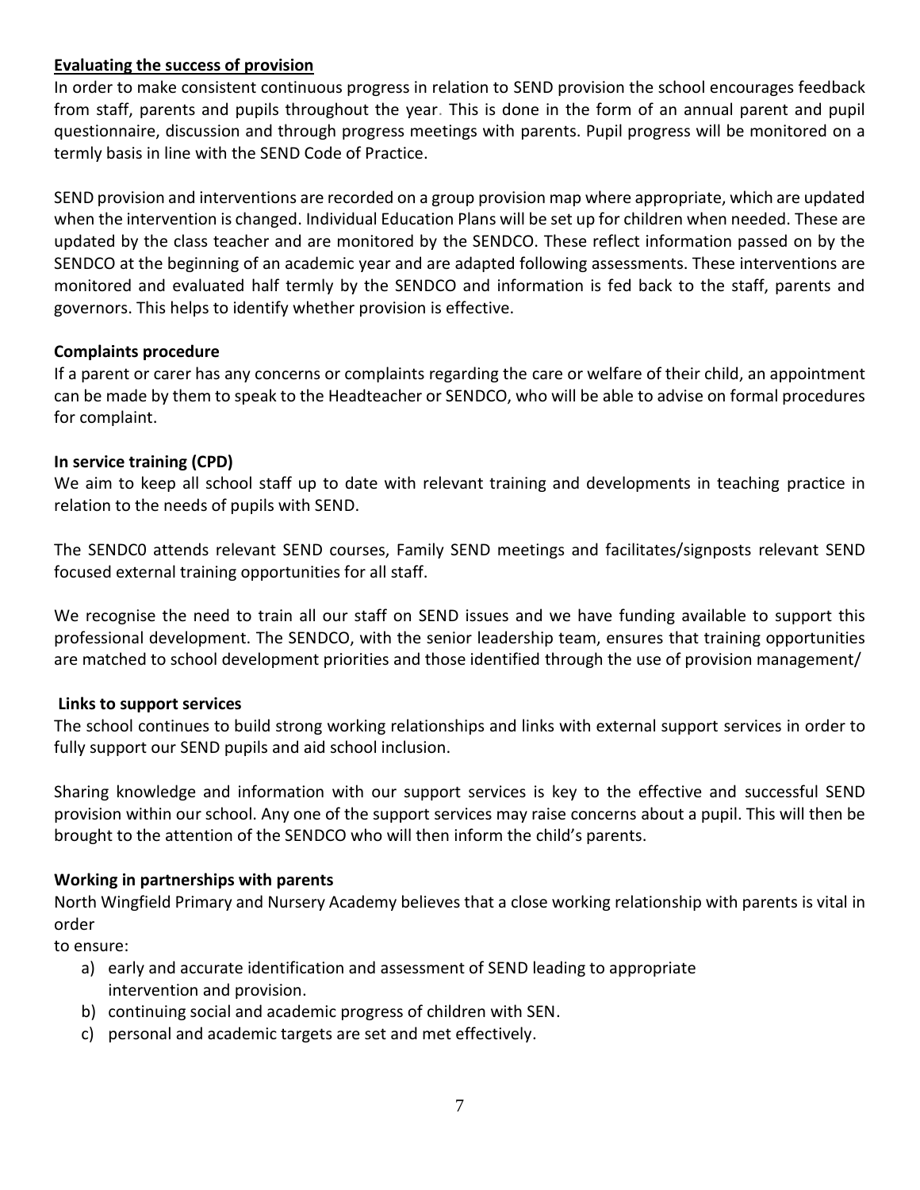**Evaluating the success of provision**

In order to make consistent continuous progress in relation to SEND provision the school encourages feedback from staff, parents and pupils throughout the year. This is done in the form of an annual parent and pupil questionnaire, discussion and through progress meetings with parents. Pupil progress will be monitored on a termly basis in line with the SEND Code of Practice.

SEND provision and interventions are recorded on a group provision map where appropriate, which are updated when the intervention is changed. Individual Education Plans will be set up for children when needed. These are updated by the class teacher and are monitored by the SENDCO. These reflect information passed on by the SENDCO at the beginning of an academic year and are adapted following assessments. These interventions are monitored and evaluated half termly by the SENDCO and information is fed back to the staff, parents and governors. This helps to identify whether provision is effective.

**Complaints procedure**

If a parent or carer has any concerns or complaints regarding the care or welfare of their child, an appointment can be made by them to speak to the Headteacher or SENDCO, who will be able to advise on formal procedures for complaint.

**In service training (CPD)**

We aim to keep all school staff up to date with relevant training and developments in teaching practice in relation to the needs of pupils with SEND.

The SENDC0 attends relevant SEND courses, Family SEND meetings and facilitates/signposts relevant SEND focused external training opportunities for all staff.

We recognise the need to train all our staff on SEND issues and we have funding available to support this professional development. The SENDCO, with the senior leadership team, ensures that training opportunities are matched to school development priorities and those identified through the use of provision management/

**Links to support services**

The school continues to build strong working relationships and links with external support services in order to fully support our SEND pupils and aid school inclusion.

Sharing knowledge and information with our support services is key to the effective and successful SEND provision within our school. Any one of the support services may raise concerns about a pupil. This will then be brought to the attention of the SENDCO who will then inform the child's parents.

**Working in partnerships with parents**

North Wingfield Primary and Nursery Academy believes that a close working relationship with parents is vital in order
to ensure:

a) early and accurate identification and assessment of SEND leading to appropriate intervention and provision.
b) continuing social and academic progress of children with SEN.
c) personal and academic targets are set and met effectively.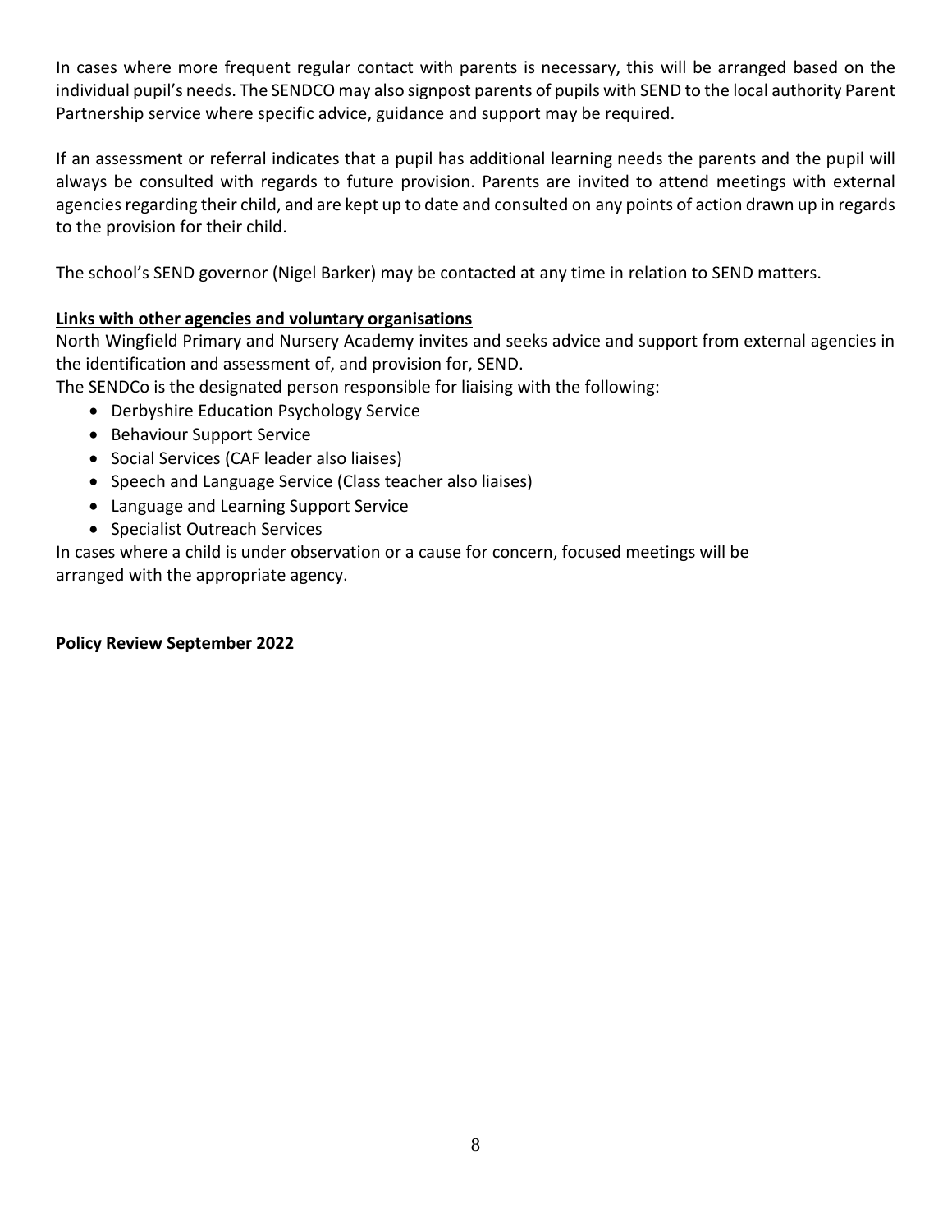In cases where more frequent regular contact with parents is necessary, this will be arranged based on the individual pupil's needs. The SENDCO may also signpost parents of pupils with SEND to the local authority Parent Partnership service where specific advice, guidance and support may be required.

If an assessment or referral indicates that a pupil has additional learning needs the parents and the pupil will always be consulted with regards to future provision. Parents are invited to attend meetings with external agencies regarding their child, and are kept up to date and consulted on any points of action drawn up in regards to the provision for their child.

The school's SEND governor (Nigel Barker) may be contacted at any time in relation to SEND matters.

**Links with other agencies and voluntary organisations**

North Wingfield Primary and Nursery Academy invites and seeks advice and support from external agencies in the identification and assessment of, and provision for, SEND.

The SENDCo is the designated person responsible for liaising with the following:

- Derbyshire Education Psychology Service
- Behaviour Support Service
- Social Services (CAF leader also liaises)
- Speech and Language Service (Class teacher also liaises)
- Language and Learning Support Service
- Specialist Outreach Services

In cases where a child is under observation or a cause for concern, focused meetings will be arranged with the appropriate agency.

**Policy Review September 2022**